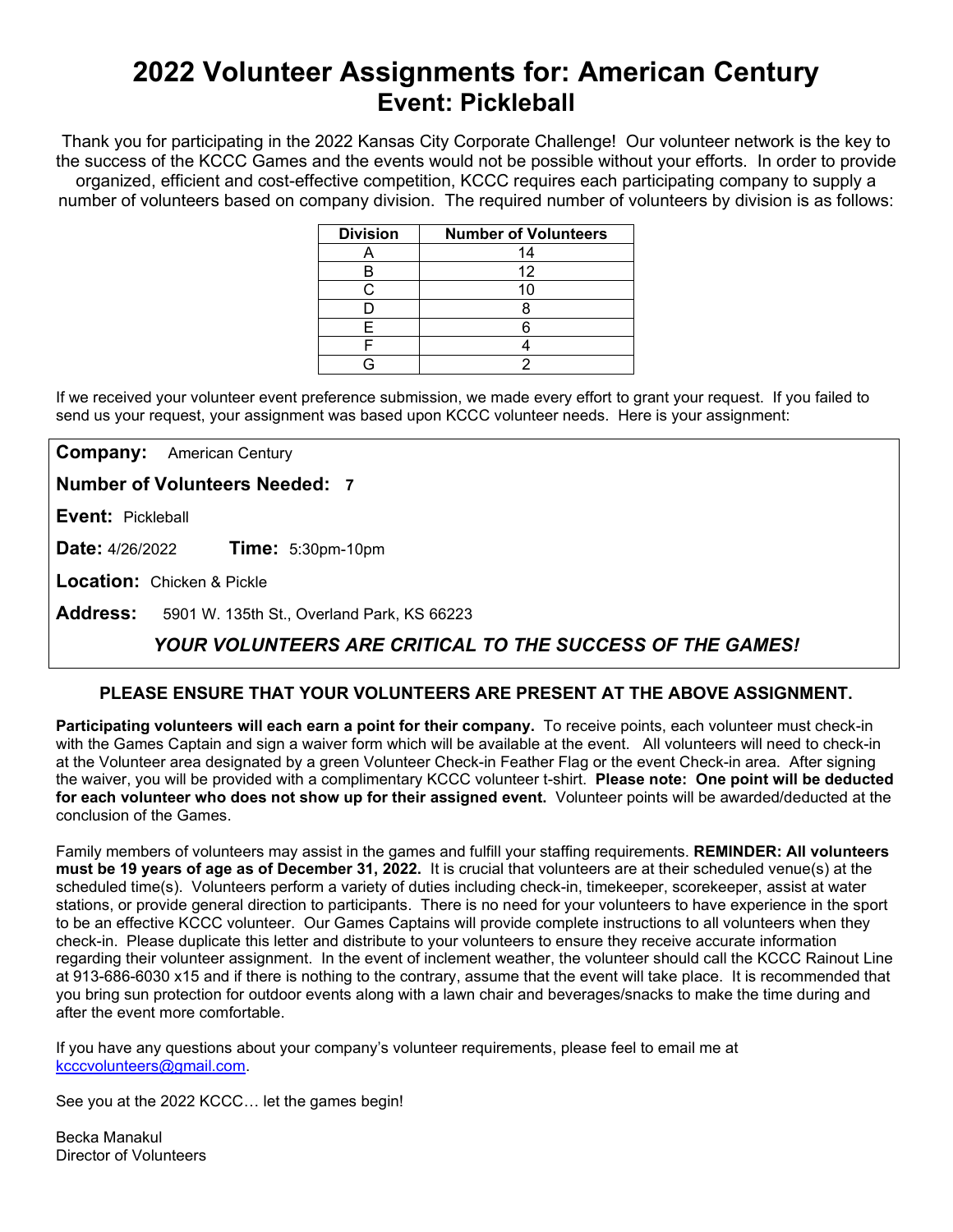# 2022 Volunteer Assignments for: American Century
## Event: Pickleball

Thank you for participating in the 2022 Kansas City Corporate Challenge! Our volunteer network is the key to the success of the KCCC Games and the events would not be possible without your efforts. In order to provide organized, efficient and cost-effective competition, KCCC requires each participating company to supply a number of volunteers based on company division. The required number of volunteers by division is as follows:

| Division | Number of Volunteers |
|---|---|
| A | 14 |
| B | 12 |
| C | 10 |
| D | 8 |
| E | 6 |
| F | 4 |
| G | 2 |

If we received your volunteer event preference submission, we made every effort to grant your request. If you failed to send us your request, your assignment was based upon KCCC volunteer needs. Here is your assignment:

**Company:** American Century

**Number of Volunteers Needed: 7**

**Event:** Pickleball

**Date:** 4/26/2022 **Time:** 5:30pm-10pm

**Location:** Chicken & Pickle

**Address:** 5901 W. 135th St., Overland Park, KS 66223

***YOUR VOLUNTEERS ARE CRITICAL TO THE SUCCESS OF THE GAMES!***

**PLEASE ENSURE THAT YOUR VOLUNTEERS ARE PRESENT AT THE ABOVE ASSIGNMENT.**

**Participating volunteers will each earn a point for their company.** To receive points, each volunteer must check-in with the Games Captain and sign a waiver form which will be available at the event. All volunteers will need to check-in at the Volunteer area designated by a green Volunteer Check-in Feather Flag or the event Check-in area. After signing the waiver, you will be provided with a complimentary KCCC volunteer t-shirt. **Please note: One point will be deducted for each volunteer who does not show up for their assigned event.** Volunteer points will be awarded/deducted at the conclusion of the Games.

Family members of volunteers may assist in the games and fulfill your staffing requirements. **REMINDER: All volunteers must be 19 years of age as of December 31, 2022.** It is crucial that volunteers are at their scheduled venue(s) at the scheduled time(s). Volunteers perform a variety of duties including check-in, timekeeper, scorekeeper, assist at water stations, or provide general direction to participants. There is no need for your volunteers to have experience in the sport to be an effective KCCC volunteer. Our Games Captains will provide complete instructions to all volunteers when they check-in. Please duplicate this letter and distribute to your volunteers to ensure they receive accurate information regarding their volunteer assignment. In the event of inclement weather, the volunteer should call the KCCC Rainout Line at 913-686-6030 x15 and if there is nothing to the contrary, assume that the event will take place. It is recommended that you bring sun protection for outdoor events along with a lawn chair and beverages/snacks to make the time during and after the event more comfortable.

If you have any questions about your company's volunteer requirements, please feel to email me at kcccvolunteers@gmail.com.

See you at the 2022 KCCC… let the games begin!

Becka Manakul
Director of Volunteers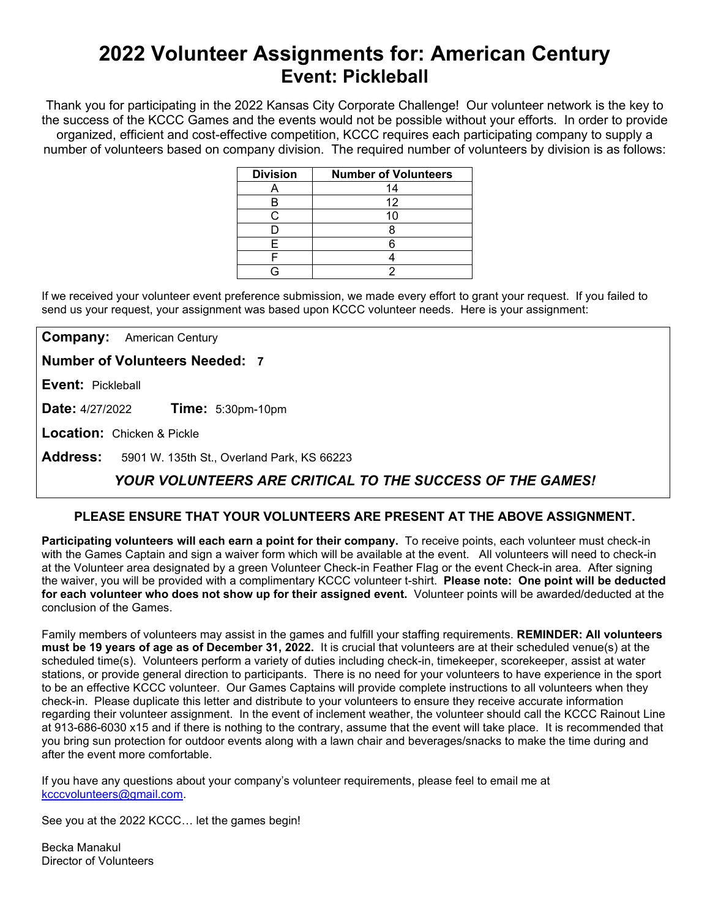# 2022 Volunteer Assignments for: American Century

## Event: Pickleball

Thank you for participating in the 2022 Kansas City Corporate Challenge! Our volunteer network is the key to the success of the KCCC Games and the events would not be possible without your efforts. In order to provide organized, efficient and cost-effective competition, KCCC requires each participating company to supply a number of volunteers based on company division. The required number of volunteers by division is as follows:

| Division | Number of Volunteers |
|---|---|
| A | 14 |
| B | 12 |
| C | 10 |
| D | 8 |
| E | 6 |
| F | 4 |
| G | 2 |

If we received your volunteer event preference submission, we made every effort to grant your request. If you failed to send us your request, your assignment was based upon KCCC volunteer needs. Here is your assignment:

**Company:** American Century

**Number of Volunteers Needed:** **7**

**Event:** Pickleball

**Date:** 4/27/2022 **Time:** 5:30pm-10pm

**Location:** Chicken & Pickle

**Address:** 5901 W. 135th St., Overland Park, KS 66223

***YOUR VOLUNTEERS ARE CRITICAL TO THE SUCCESS OF THE GAMES!***

**PLEASE ENSURE THAT YOUR VOLUNTEERS ARE PRESENT AT THE ABOVE ASSIGNMENT.**

**Participating volunteers will each earn a point for their company.** To receive points, each volunteer must check-in with the Games Captain and sign a waiver form which will be available at the event. All volunteers will need to check-in at the Volunteer area designated by a green Volunteer Check-in Feather Flag or the event Check-in area. After signing the waiver, you will be provided with a complimentary KCCC volunteer t-shirt. **Please note: One point will be deducted for each volunteer who does not show up for their assigned event.** Volunteer points will be awarded/deducted at the conclusion of the Games.

Family members of volunteers may assist in the games and fulfill your staffing requirements. **REMINDER: All volunteers must be 19 years of age as of December 31, 2022.** It is crucial that volunteers are at their scheduled venue(s) at the scheduled time(s). Volunteers perform a variety of duties including check-in, timekeeper, scorekeeper, assist at water stations, or provide general direction to participants. There is no need for your volunteers to have experience in the sport to be an effective KCCC volunteer. Our Games Captains will provide complete instructions to all volunteers when they check-in. Please duplicate this letter and distribute to your volunteers to ensure they receive accurate information regarding their volunteer assignment. In the event of inclement weather, the volunteer should call the KCCC Rainout Line at 913-686-6030 x15 and if there is nothing to the contrary, assume that the event will take place. It is recommended that you bring sun protection for outdoor events along with a lawn chair and beverages/snacks to make the time during and after the event more comfortable.

If you have any questions about your company's volunteer requirements, please feel to email me at kcccvolunteers@gmail.com.

See you at the 2022 KCCC… let the games begin!

Becka Manakul
Director of Volunteers